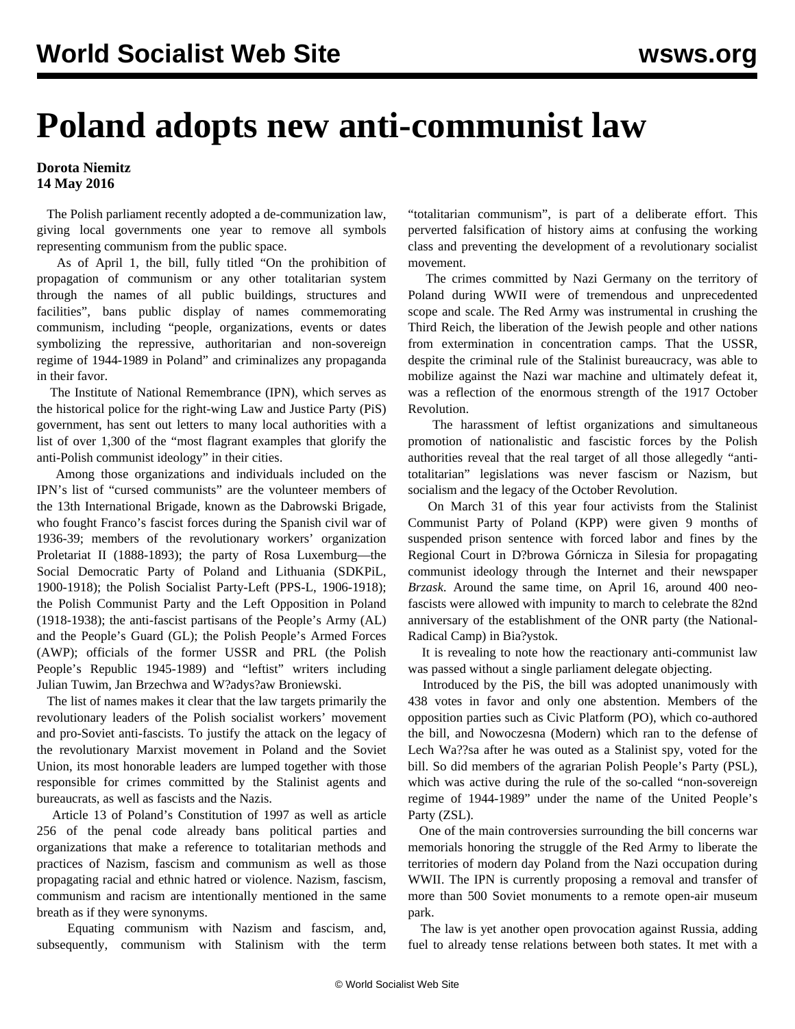# Poland adopts new anti-communist law

**Dorota Niemitz**
**14 May 2016**

The Polish parliament recently adopted a de-communization law, giving local governments one year to remove all symbols representing communism from the public space.

As of April 1, the bill, fully titled "On the prohibition of propagation of communism or any other totalitarian system through the names of all public buildings, structures and facilities", bans public display of names commemorating communism, including "people, organizations, events or dates symbolizing the repressive, authoritarian and non-sovereign regime of 1944-1989 in Poland" and criminalizes any propaganda in their favor.

The Institute of National Remembrance (IPN), which serves as the historical police for the right-wing Law and Justice Party (PiS) government, has sent out letters to many local authorities with a list of over 1,300 of the "most flagrant examples that glorify the anti-Polish communist ideology" in their cities.

Among those organizations and individuals included on the IPN's list of "cursed communists" are the volunteer members of the 13th International Brigade, known as the Dabrowski Brigade, who fought Franco's fascist forces during the Spanish civil war of 1936-39; members of the revolutionary workers' organization Proletariat II (1888-1893); the party of Rosa Luxemburg—the Social Democratic Party of Poland and Lithuania (SDKPiL, 1900-1918); the Polish Socialist Party-Left (PPS-L, 1906-1918); the Polish Communist Party and the Left Opposition in Poland (1918-1938); the anti-fascist partisans of the People's Army (AL) and the People's Guard (GL); the Polish People's Armed Forces (AWP); officials of the former USSR and PRL (the Polish People's Republic 1945-1989) and "leftist" writers including Julian Tuwim, Jan Brzechwa and W?adys?aw Broniewski.

The list of names makes it clear that the law targets primarily the revolutionary leaders of the Polish socialist workers' movement and pro-Soviet anti-fascists. To justify the attack on the legacy of the revolutionary Marxist movement in Poland and the Soviet Union, its most honorable leaders are lumped together with those responsible for crimes committed by the Stalinist agents and bureaucrats, as well as fascists and the Nazis.

Article 13 of Poland's Constitution of 1997 as well as article 256 of the penal code already bans political parties and organizations that make a reference to totalitarian methods and practices of Nazism, fascism and communism as well as those propagating racial and ethnic hatred or violence. Nazism, fascism, communism and racism are intentionally mentioned in the same breath as if they were synonyms.

Equating communism with Nazism and fascism, and, subsequently, communism with Stalinism with the term "totalitarian communism", is part of a deliberate effort. This perverted falsification of history aims at confusing the working class and preventing the development of a revolutionary socialist movement.

The crimes committed by Nazi Germany on the territory of Poland during WWII were of tremendous and unprecedented scope and scale. The Red Army was instrumental in crushing the Third Reich, the liberation of the Jewish people and other nations from extermination in concentration camps. That the USSR, despite the criminal rule of the Stalinist bureaucracy, was able to mobilize against the Nazi war machine and ultimately defeat it, was a reflection of the enormous strength of the 1917 October Revolution.

The harassment of leftist organizations and simultaneous promotion of nationalistic and fascistic forces by the Polish authorities reveal that the real target of all those allegedly "anti-totalitarian" legislations was never fascism or Nazism, but socialism and the legacy of the October Revolution.

On March 31 of this year four activists from the Stalinist Communist Party of Poland (KPP) were given 9 months of suspended prison sentence with forced labor and fines by the Regional Court in D?browa Górnicza in Silesia for propagating communist ideology through the Internet and their newspaper *Brzask*. Around the same time, on April 16, around 400 neo-fascists were allowed with impunity to march to celebrate the 82nd anniversary of the establishment of the ONR party (the National-Radical Camp) in Bia?ystok.

It is revealing to note how the reactionary anti-communist law was passed without a single parliament delegate objecting.

Introduced by the PiS, the bill was adopted unanimously with 438 votes in favor and only one abstention. Members of the opposition parties such as Civic Platform (PO), which co-authored the bill, and Nowoczesna (Modern) which ran to the defense of Lech Wa??sa after he was outed as a Stalinist spy, voted for the bill. So did members of the agrarian Polish People's Party (PSL), which was active during the rule of the so-called "non-sovereign regime of 1944-1989" under the name of the United People's Party (ZSL).

One of the main controversies surrounding the bill concerns war memorials honoring the struggle of the Red Army to liberate the territories of modern day Poland from the Nazi occupation during WWII. The IPN is currently proposing a removal and transfer of more than 500 Soviet monuments to a remote open-air museum park.

The law is yet another open provocation against Russia, adding fuel to already tense relations between both states. It met with a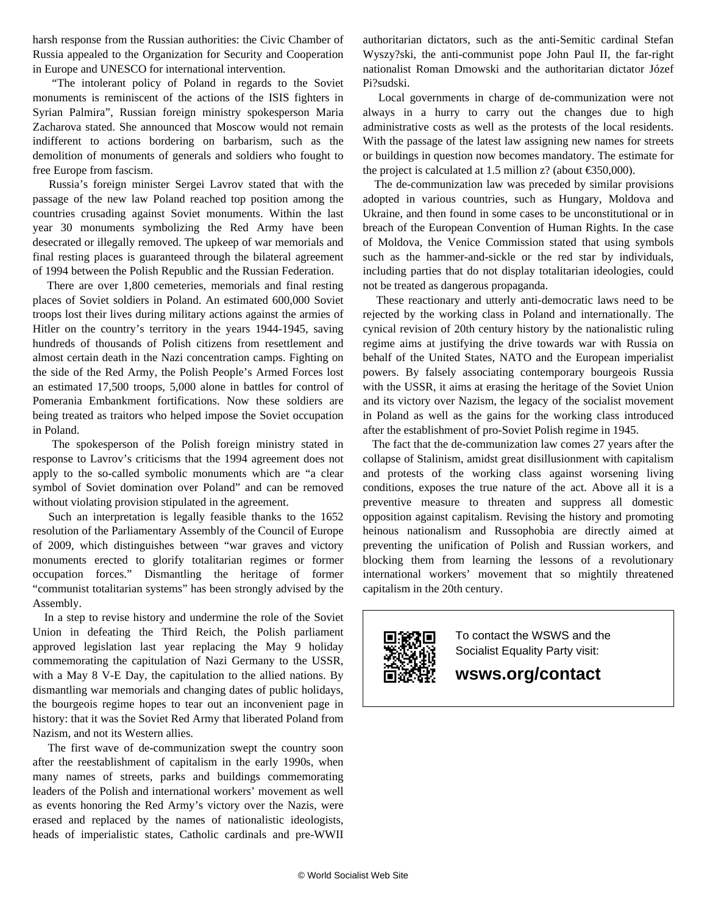harsh response from the Russian authorities: the Civic Chamber of Russia appealed to the Organization for Security and Cooperation in Europe and UNESCO for international intervention.

"The intolerant policy of Poland in regards to the Soviet monuments is reminiscent of the actions of the ISIS fighters in Syrian Palmira", Russian foreign ministry spokesperson Maria Zacharova stated. She announced that Moscow would not remain indifferent to actions bordering on barbarism, such as the demolition of monuments of generals and soldiers who fought to free Europe from fascism.

Russia's foreign minister Sergei Lavrov stated that with the passage of the new law Poland reached top position among the countries crusading against Soviet monuments. Within the last year 30 monuments symbolizing the Red Army have been desecrated or illegally removed. The upkeep of war memorials and final resting places is guaranteed through the bilateral agreement of 1994 between the Polish Republic and the Russian Federation.

There are over 1,800 cemeteries, memorials and final resting places of Soviet soldiers in Poland. An estimated 600,000 Soviet troops lost their lives during military actions against the armies of Hitler on the country's territory in the years 1944-1945, saving hundreds of thousands of Polish citizens from resettlement and almost certain death in the Nazi concentration camps. Fighting on the side of the Red Army, the Polish People's Armed Forces lost an estimated 17,500 troops, 5,000 alone in battles for control of Pomerania Embankment fortifications. Now these soldiers are being treated as traitors who helped impose the Soviet occupation in Poland.

The spokesperson of the Polish foreign ministry stated in response to Lavrov's criticisms that the 1994 agreement does not apply to the so-called symbolic monuments which are "a clear symbol of Soviet domination over Poland" and can be removed without violating provision stipulated in the agreement.

Such an interpretation is legally feasible thanks to the 1652 resolution of the Parliamentary Assembly of the Council of Europe of 2009, which distinguishes between "war graves and victory monuments erected to glorify totalitarian regimes or former occupation forces." Dismantling the heritage of former "communist totalitarian systems" has been strongly advised by the Assembly.

In a step to revise history and undermine the role of the Soviet Union in defeating the Third Reich, the Polish parliament approved legislation last year replacing the May 9 holiday commemorating the capitulation of Nazi Germany to the USSR, with a May 8 V-E Day, the capitulation to the allied nations. By dismantling war memorials and changing dates of public holidays, the bourgeois regime hopes to tear out an inconvenient page in history: that it was the Soviet Red Army that liberated Poland from Nazism, and not its Western allies.

The first wave of de-communization swept the country soon after the reestablishment of capitalism in the early 1990s, when many names of streets, parks and buildings commemorating leaders of the Polish and international workers' movement as well as events honoring the Red Army's victory over the Nazis, were erased and replaced by the names of nationalistic ideologists, heads of imperialistic states, Catholic cardinals and pre-WWII authoritarian dictators, such as the anti-Semitic cardinal Stefan Wyszy?ski, the anti-communist pope John Paul II, the far-right nationalist Roman Dmowski and the authoritarian dictator Józef Pi?sudski.

Local governments in charge of de-communization were not always in a hurry to carry out the changes due to high administrative costs as well as the protests of the local residents. With the passage of the latest law assigning new names for streets or buildings in question now becomes mandatory. The estimate for the project is calculated at 1.5 million z? (about €350,000).

The de-communization law was preceded by similar provisions adopted in various countries, such as Hungary, Moldova and Ukraine, and then found in some cases to be unconstitutional or in breach of the European Convention of Human Rights. In the case of Moldova, the Venice Commission stated that using symbols such as the hammer-and-sickle or the red star by individuals, including parties that do not display totalitarian ideologies, could not be treated as dangerous propaganda.

These reactionary and utterly anti-democratic laws need to be rejected by the working class in Poland and internationally. The cynical revision of 20th century history by the nationalistic ruling regime aims at justifying the drive towards war with Russia on behalf of the United States, NATO and the European imperialist powers. By falsely associating contemporary bourgeois Russia with the USSR, it aims at erasing the heritage of the Soviet Union and its victory over Nazism, the legacy of the socialist movement in Poland as well as the gains for the working class introduced after the establishment of pro-Soviet Polish regime in 1945.

The fact that the de-communization law comes 27 years after the collapse of Stalinism, amidst great disillusionment with capitalism and protests of the working class against worsening living conditions, exposes the true nature of the act. Above all it is a preventive measure to threaten and suppress all domestic opposition against capitalism. Revising the history and promoting heinous nationalism and Russophobia are directly aimed at preventing the unification of Polish and Russian workers, and blocking them from learning the lessons of a revolutionary international workers' movement that so mightily threatened capitalism in the 20th century.

To contact the WSWS and the Socialist Equality Party visit:

**wsws.org/contact**